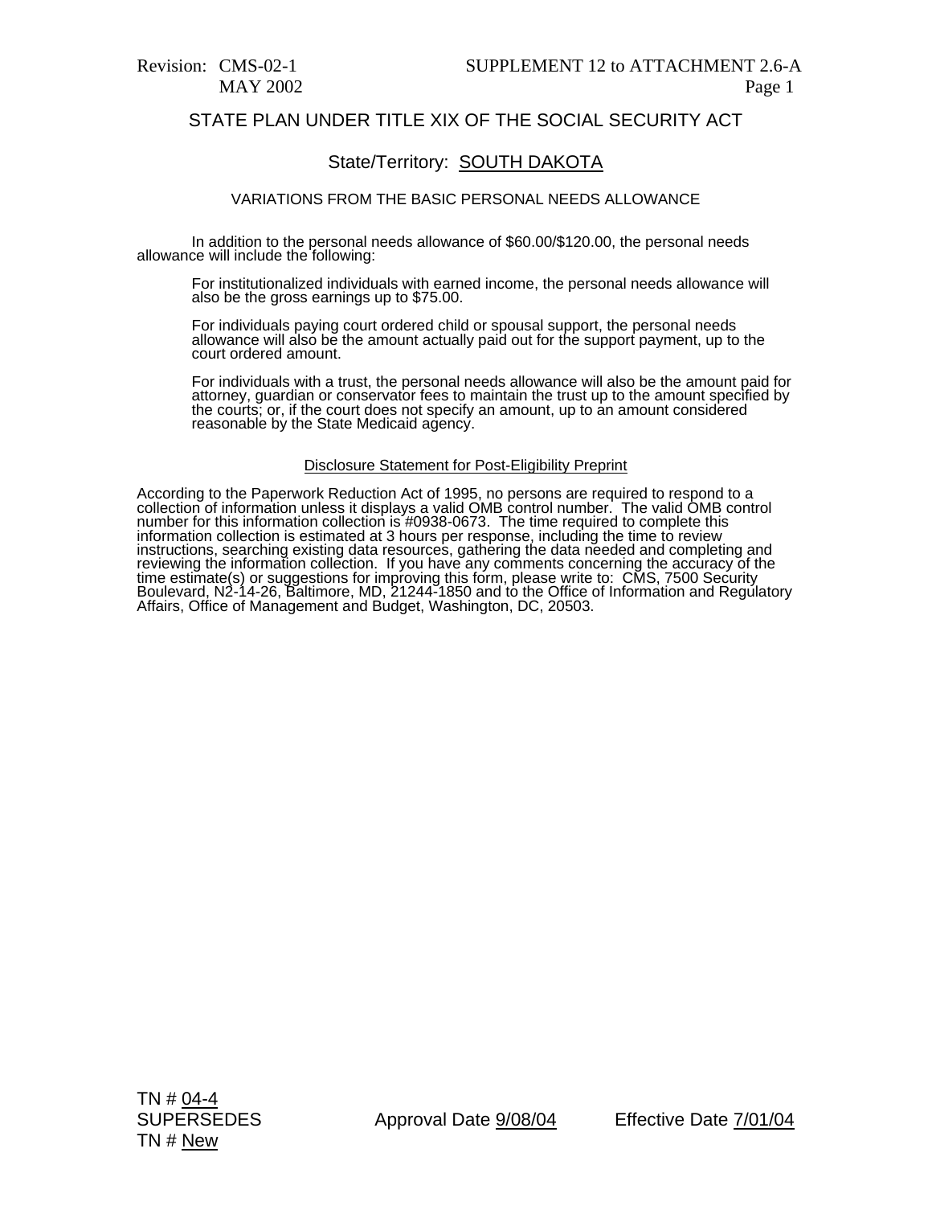Revision: CMS-02-1
MAY 2002

SUPPLEMENT 12 to ATTACHMENT 2.6-A
Page 1

## STATE PLAN UNDER TITLE XIX OF THE SOCIAL SECURITY ACT

### State/Territory: SOUTH DAKOTA

#### VARIATIONS FROM THE BASIC PERSONAL NEEDS ALLOWANCE

In addition to the personal needs allowance of $60.00/$120.00, the personal needs allowance will include the following:

For institutionalized individuals with earned income, the personal needs allowance will also be the gross earnings up to $75.00.

For individuals paying court ordered child or spousal support, the personal needs allowance will also be the amount actually paid out for the support payment, up to the court ordered amount.

For individuals with a trust, the personal needs allowance will also be the amount paid for attorney, guardian or conservator fees to maintain the trust up to the amount specified by the courts; or, if the court does not specify an amount, up to an amount considered reasonable by the State Medicaid agency.

Disclosure Statement for Post-Eligibility Preprint

According to the Paperwork Reduction Act of 1995, no persons are required to respond to a collection of information unless it displays a valid OMB control number. The valid OMB control number for this information collection is #0938-0673. The time required to complete this information collection is estimated at 3 hours per response, including the time to review instructions, searching existing data resources, gathering the data needed and completing and reviewing the information collection. If you have any comments concerning the accuracy of the time estimate(s) or suggestions for improving this form, please write to: CMS, 7500 Security Boulevard, N2-14-26, Baltimore, MD, 21244-1850 and to the Office of Information and Regulatory Affairs, Office of Management and Budget, Washington, DC, 20503.

TN # 04-4
SUPERSEDES
TN # New

Approval Date 9/08/04

Effective Date 7/01/04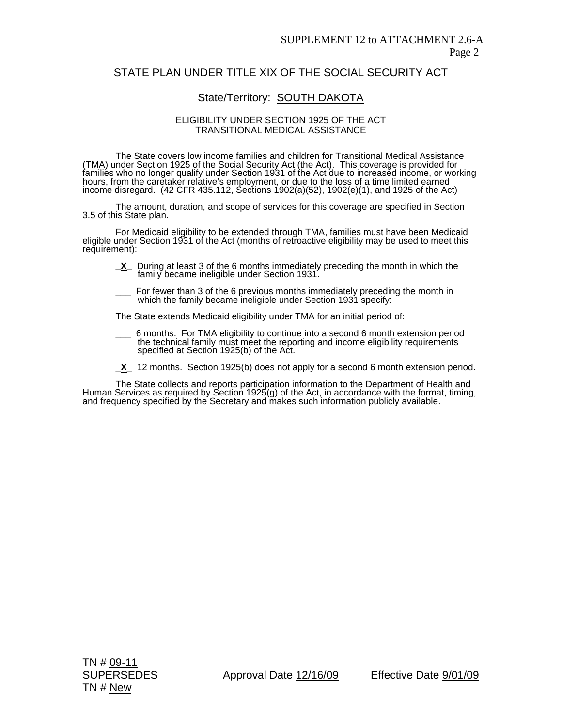SUPPLEMENT 12 to ATTACHMENT 2.6-A

## STATE PLAN UNDER TITLE XIX OF THE SOCIAL SECURITY ACT

### State/Territory: SOUTH DAKOTA

ELIGIBILITY UNDER SECTION 1925 OF THE ACT
TRANSITIONAL MEDICAL ASSISTANCE

The State covers low income families and children for Transitional Medical Assistance (TMA) under Section 1925 of the Social Security Act (the Act). This coverage is provided for families who no longer qualify under Section 1931 of the Act due to increased income, or working hours, from the caretaker relative's employment, or due to the loss of a time limited earned income disregard. (42 CFR 435.112, Sections 1902(a)(52), 1902(e)(1), and 1925 of the Act)

The amount, duration, and scope of services for this coverage are specified in Section 3.5 of this State plan.

For Medicaid eligibility to be extended through TMA, families must have been Medicaid eligible under Section 1931 of the Act (months of retroactive eligibility may be used to meet this requirement):

_**X**_ During at least 3 of the 6 months immediately preceding the month in which the family became ineligible under Section 1931.

___ For fewer than 3 of the 6 previous months immediately preceding the month in which the family became ineligible under Section 1931 specify:

The State extends Medicaid eligibility under TMA for an initial period of:

___ 6 months. For TMA eligibility to continue into a second 6 month extension period the technical family must meet the reporting and income eligibility requirements specified at Section 1925(b) of the Act.

_**X**_ 12 months. Section 1925(b) does not apply for a second 6 month extension period.

The State collects and reports participation information to the Department of Health and Human Services as required by Section 1925(g) of the Act, in accordance with the format, timing, and frequency specified by the Secretary and makes such information publicly available.

TN # 09-11
SUPERSEDES
TN # New

Approval Date 12/16/09

Effective Date 9/01/09